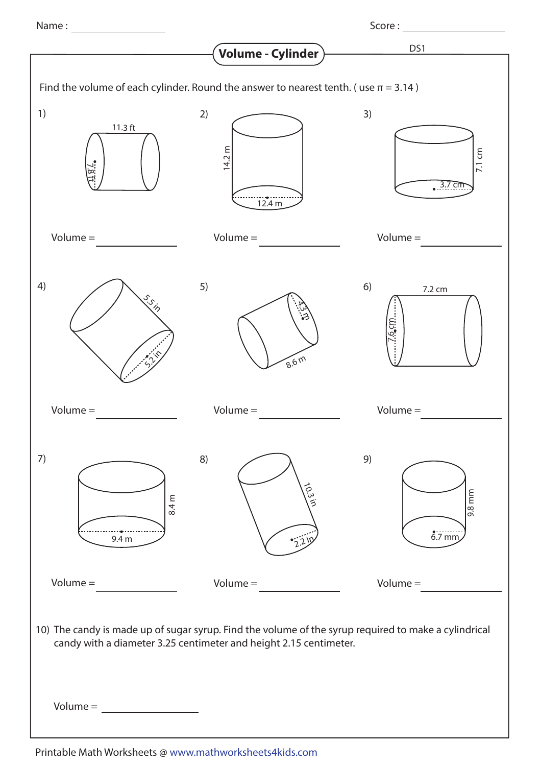Name : ________________ Score : ________________

# Volume - Cylinder

DS1

Find the volume of each cylinder. Round the answer to nearest tenth. ( use π = 3.14 )

1) 11.3 ft, 7.8 ft

Volume = ____________

2) 14.2 m, 12.4 m

Volume = ____________

3) 7.1 cm, 3.7 cm

Volume = ____________

4) 5.5 in, 5.2 in

Volume = ____________

5) 4.3 m, 8.6 m

Volume = ____________

6) 7.2 cm, 7.6 cm

Volume = ____________

7) 8.4 m, 9.4 m

Volume = ____________

8) 10.3 in, 2.2 in

Volume = ____________

9) 9.8 mm, 6.7 mm

Volume = ____________

10) The candy is made up of sugar syrup. Find the volume of the syrup required to make a cylindrical candy with a diameter 3.25 centimeter and height 2.15 centimeter.

Volume = ____________

Printable Math Worksheets @ www.mathworksheets4kids.com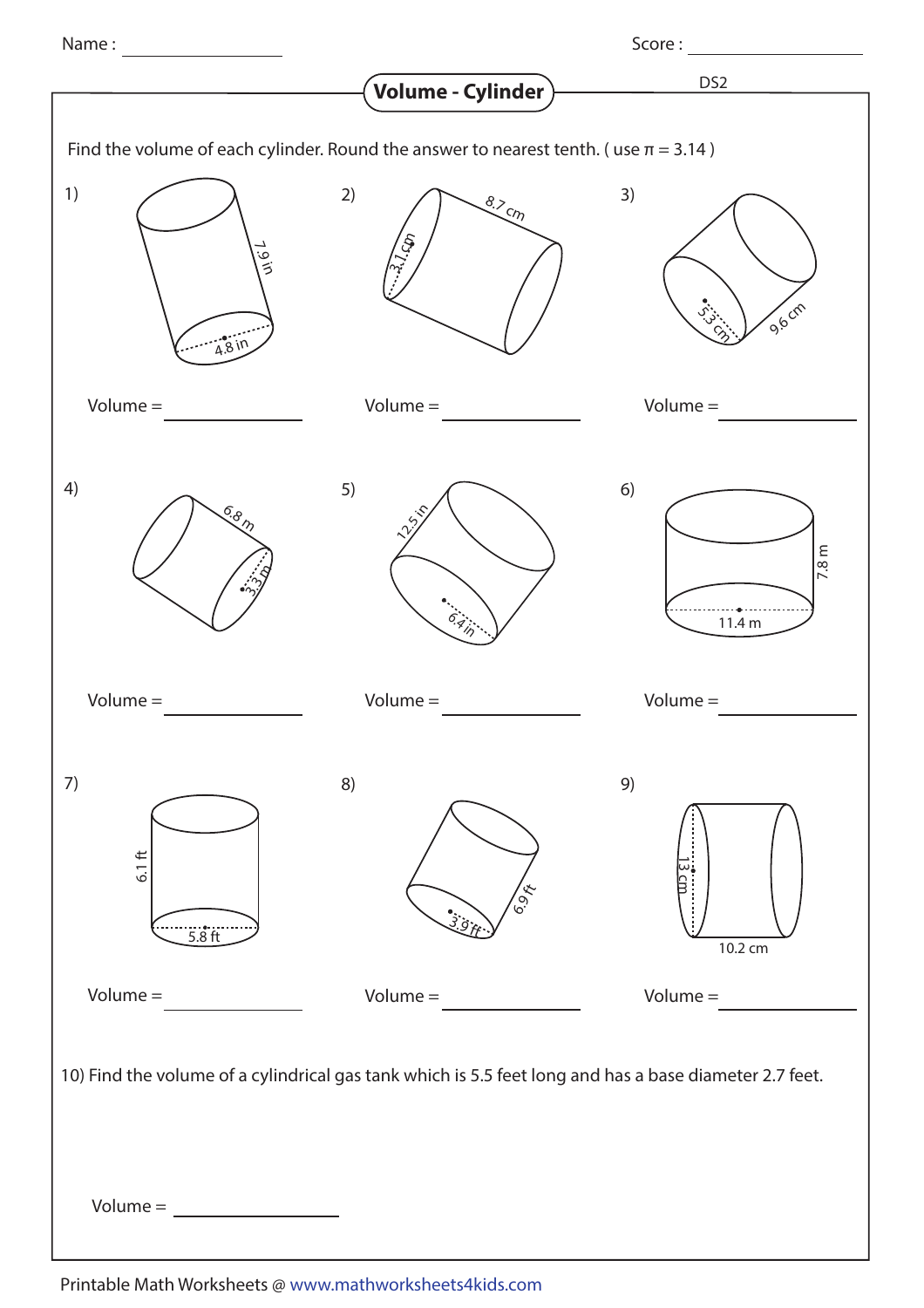Name : ________________ Score : ________________

# Volume - Cylinder

DS2

Find the volume of each cylinder. Round the answer to nearest tenth. ( use $\pi = 3.14$ )

1)

7.9 in

4.8 in

Volume = ____________

2)

8.7 cm

3.1 cm

Volume = ____________

3)

5.3 cm

9.6 cm

Volume = ____________

4)

6.8 m

3.3 m

Volume = ____________

5)

12.5 in

6.4 in

Volume = ____________

6)

7.8 m

11.4 m

Volume = ____________

7)

6.1 ft

5.8 ft

Volume = ____________

8)

6.9 ft

3.9 ft

Volume = ____________

9)

13 cm

10.2 cm

Volume = ____________

10) Find the volume of a cylindrical gas tank which is 5.5 feet long and has a base diameter 2.7 feet.

Volume = ____________

Printable Math Worksheets @ www.mathworksheets4kids.com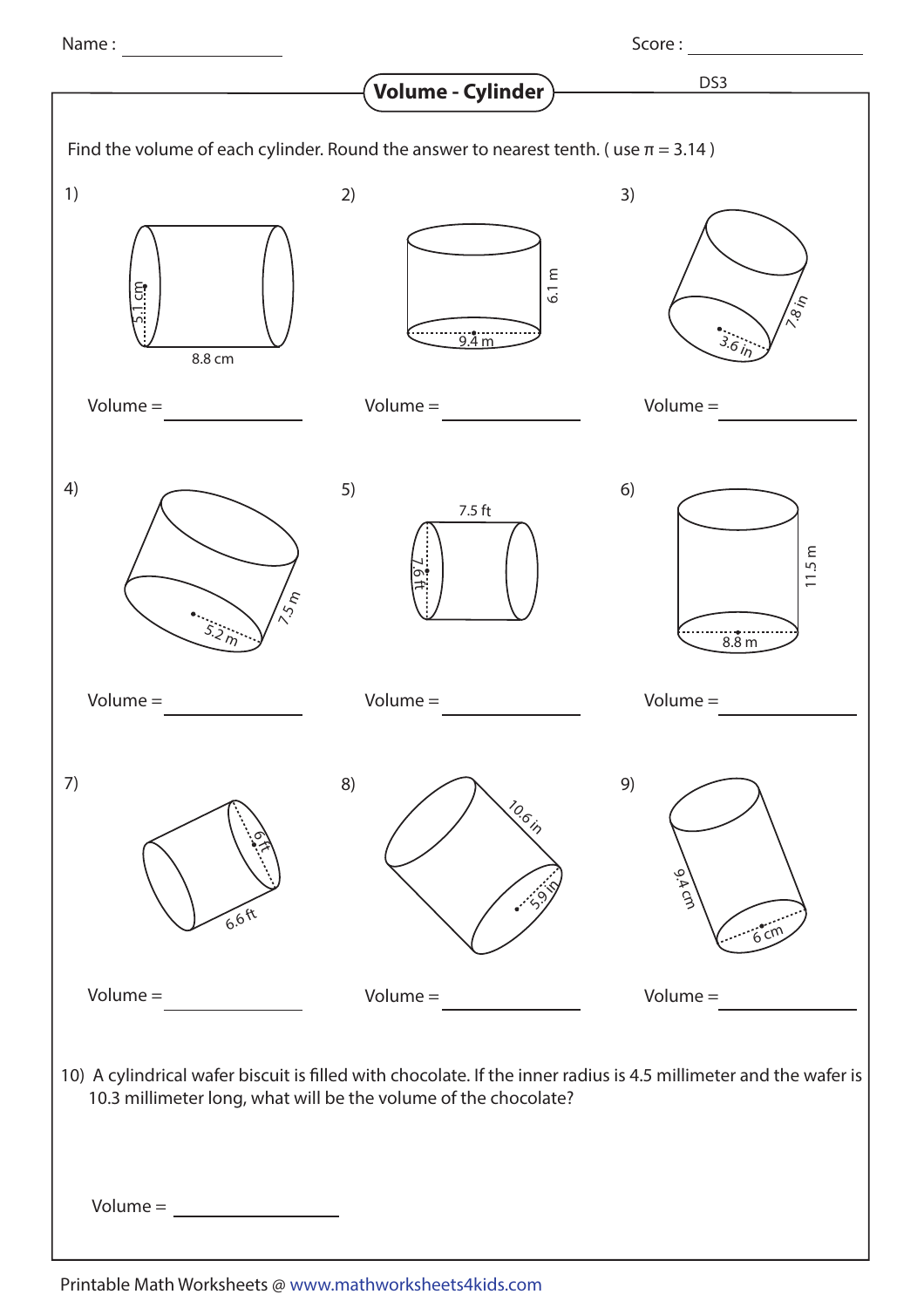Name : ______________ Score : ______________

## Volume - Cylinder

DS3

Find the volume of each cylinder. Round the answer to nearest tenth. ( use $\pi = 3.14$ )

1)

5.1 cm

8.8 cm

Volume = ______________

2)

6.1 m

9.4 m

Volume = ______________

3)

7.8 in

3.6 in

Volume = ______________

4)

7.5 m

5.2 m

Volume = ______________

5)

7.5 ft

7.6 ft

Volume = ______________

6)

11.5 m

8.8 m

Volume = ______________

7)

6 ft

6.6 ft

Volume = ______________

8)

10.6 in

5.9 in

Volume = ______________

9)

9.4 cm

6 cm

Volume = ______________

10) A cylindrical wafer biscuit is filled with chocolate. If the inner radius is 4.5 millimeter and the wafer is 10.3 millimeter long, what will be the volume of the chocolate?

Volume = ______________

Printable Math Worksheets @ www.mathworksheets4kids.com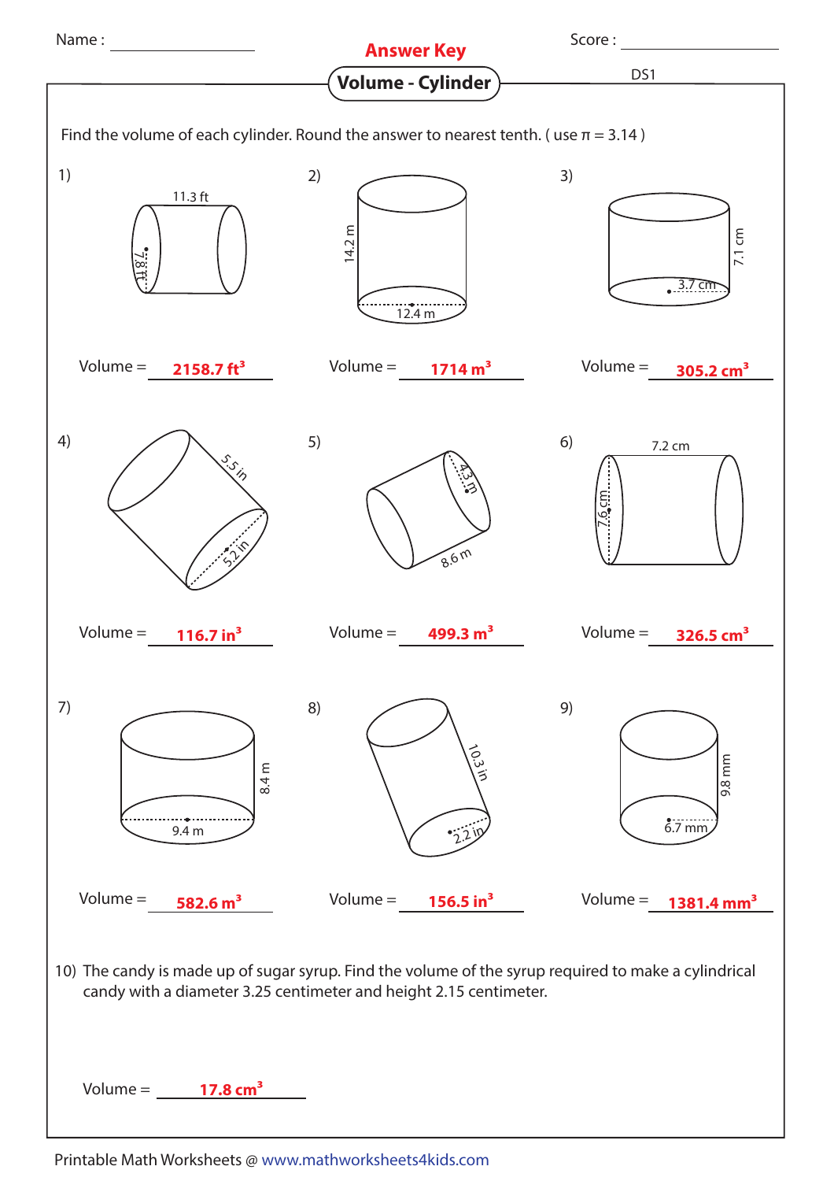Name : ________________ **Answer Key** Score : ________________

# Volume - Cylinder

DS1

Find the volume of each cylinder. Round the answer to nearest tenth. ( use π = 3.14 )

1) 11.3 ft, 7.8 ft

Volume = **2158.7 ft³**

2) 14.2 m, 12.4 m

Volume = **1714 m³**

3) 7.1 cm, 3.7 cm

Volume = **305.2 cm³**

4) 5.5 in, 5.2 in

Volume = **116.7 in³**

5) 4.3 m, 8.6 m

Volume = **499.3 m³**

6) 7.2 cm, 7.6 cm

Volume = **326.5 cm³**

7) 8.4 m, 9.4 m

Volume = **582.6 m³**

8) 10.3 in, 2.2 in

Volume = **156.5 in³**

9) 9.8 mm, 6.7 mm

Volume = **1381.4 mm³**

10) The candy is made up of sugar syrup. Find the volume of the syrup required to make a cylindrical candy with a diameter 3.25 centimeter and height 2.15 centimeter.

Volume = **17.8 cm³**

Printable Math Worksheets @ www.mathworksheets4kids.com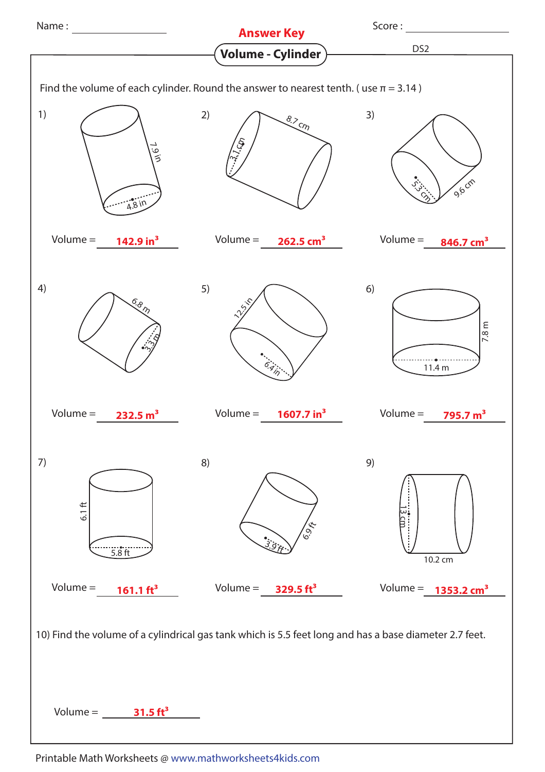Name : ____________ Score : ____________

**Answer Key**

# Volume - Cylinder

DS2

Find the volume of each cylinder. Round the answer to nearest tenth. ( use π = 3.14 )

1)

7.9 in

4.8 in

Volume = **142.9 $in^3$**

2)

8.7 cm

3.1 cm

Volume = **262.5 $cm^3$**

3)

5.3 cm

9.6 cm

Volume = **846.7 $cm^3$**

4)

6.8 m

3.3 m

Volume = **232.5 $m^3$**

5)

12.5 in

6.4 in

Volume = **1607.7 $in^3$**

6)

7.8 m

11.4 m

Volume = **795.7 $m^3$**

7)

6.1 ft

5.8 ft

Volume = **161.1 $ft^3$**

8)

6.9 ft

3.9 ft

Volume = **329.5 $ft^3$**

9)

13 cm

10.2 cm

Volume = **1353.2 $cm^3$**

10) Find the volume of a cylindrical gas tank which is 5.5 feet long and has a base diameter 2.7 feet.

Volume = **31.5 $ft^3$**

Printable Math Worksheets @ www.mathworksheets4kids.com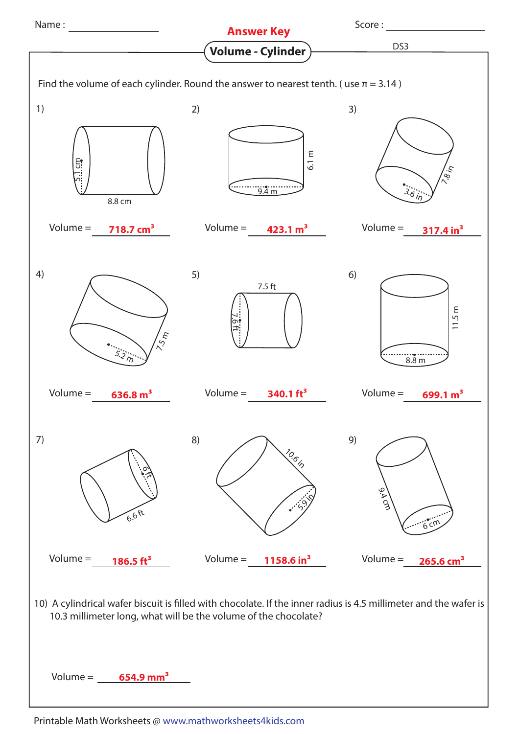Name : ______________ **Answer Key** Score : ______________

## Volume - Cylinder

DS3

Find the volume of each cylinder. Round the answer to nearest tenth. ( use π = 3.14 )

1)

5.1 cm

8.8 cm

Volume = **718.7 $cm^3$**

2)

6.1 m

9.4 m

Volume = **423.1 $m^3$**

3)

7.8 in

3.6 in

Volume = **317.4 $in^3$**

4)

7.5 m

5.2 m

Volume = **636.8 $m^3$**

5)

7.5 ft

7.6 ft

Volume = **340.1 $ft^3$**

6)

11.5 m

8.8 m

Volume = **699.1 $m^3$**

7)

6 ft

6.6 ft

Volume = **186.5 $ft^3$**

8)

10.6 in

5.9 in

Volume = **1158.6 $in^3$**

9)

9.4 cm

6 cm

Volume = **265.6 $cm^3$**

10) A cylindrical wafer biscuit is filled with chocolate. If the inner radius is 4.5 millimeter and the wafer is 10.3 millimeter long, what will be the volume of the chocolate?

Volume = **654.9 $mm^3$**

Printable Math Worksheets @ www.mathworksheets4kids.com